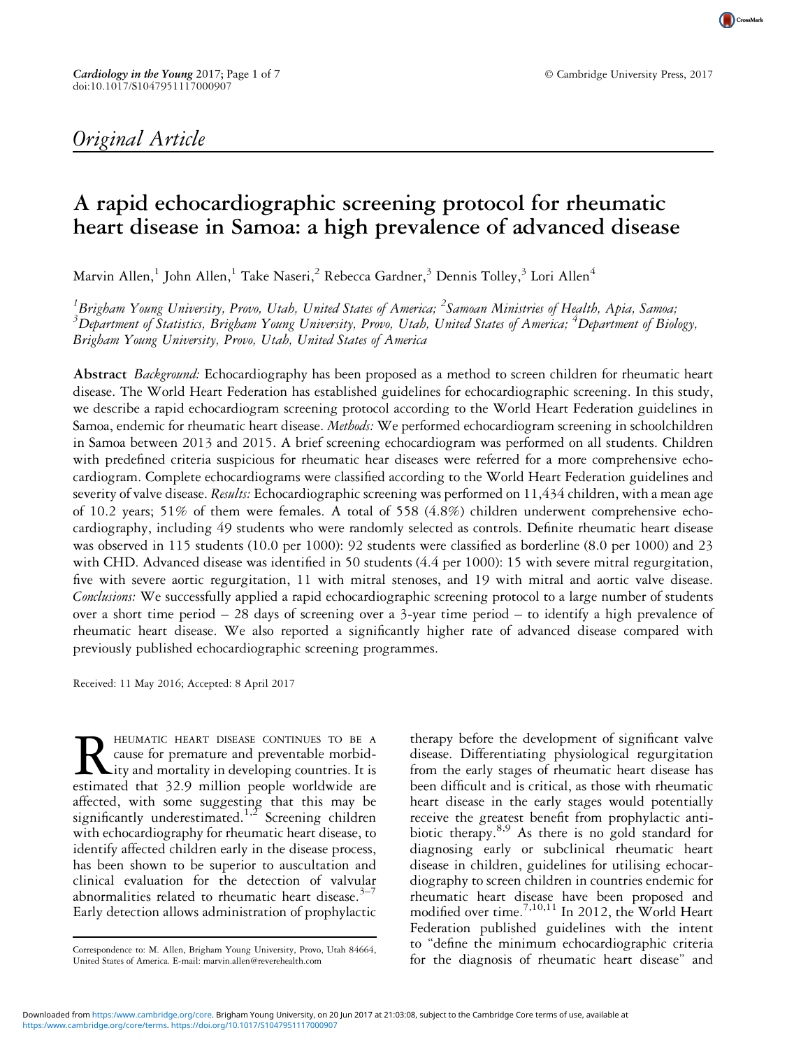## Original Article

# A rapid echocardiographic screening protocol for rheumatic heart disease in Samoa: a high prevalence of advanced disease

Marvin Allen,[1] John Allen,[1] Take Naseri,[2] Rebecca Gardner,[3] Dennis Tolley,[3] Lori Allen[4]

[1]*Brigham Young University, Provo, Utah, United States of America;* [2]*Samoan Ministries of Health, Apia, Samoa;* [3]*Department of Statistics, Brigham Young University, Provo, Utah, United States of America;* [4]*Department of Biology, Brigham Young University, Provo, Utah, United States of America*

**Abstract** *Background:* Echocardiography has been proposed as a method to screen children for rheumatic heart disease. The World Heart Federation has established guidelines for echocardiographic screening. In this study, we describe a rapid echocardiogram screening protocol according to the World Heart Federation guidelines in Samoa, endemic for rheumatic heart disease. *Methods:* We performed echocardiogram screening in schoolchildren in Samoa between 2013 and 2015. A brief screening echocardiogram was performed on all students. Children with predefined criteria suspicious for rheumatic hear diseases were referred for a more comprehensive echocardiogram. Complete echocardiograms were classified according to the World Heart Federation guidelines and severity of valve disease. *Results:* Echocardiographic screening was performed on 11,434 children, with a mean age of 10.2 years; 51% of them were females. A total of 558 (4.8%) children underwent comprehensive echocardiography, including 49 students who were randomly selected as controls. Definite rheumatic heart disease was observed in 115 students (10.0 per 1000): 92 students were classified as borderline (8.0 per 1000) and 23 with CHD. Advanced disease was identified in 50 students (4.4 per 1000): 15 with severe mitral regurgitation, five with severe aortic regurgitation, 11 with mitral stenoses, and 19 with mitral and aortic valve disease. *Conclusions:* We successfully applied a rapid echocardiographic screening protocol to a large number of students over a short time period – 28 days of screening over a 3-year time period – to identify a high prevalence of rheumatic heart disease. We also reported a significantly higher rate of advanced disease compared with previously published echocardiographic screening programmes.

Received: 11 May 2016; Accepted: 8 April 2017

Rheumatic heart disease continues to be a cause for premature and preventable morbidity and mortality in developing countries. It is estimated that 32.9 million people worldwide are affected, with some suggesting that this may be significantly underestimated.[1,2] Screening children with echocardiography for rheumatic heart disease, to identify affected children early in the disease process, has been shown to be superior to auscultation and clinical evaluation for the detection of valvular abnormalities related to rheumatic heart disease.[3–7] Early detection allows administration of prophylactic therapy before the development of significant valve disease. Differentiating physiological regurgitation from the early stages of rheumatic heart disease has been difficult and is critical, as those with rheumatic heart disease in the early stages would potentially receive the greatest benefit from prophylactic antibiotic therapy.[8,9] As there is no gold standard for diagnosing early or subclinical rheumatic heart disease in children, guidelines for utilising echocardiography to screen children in countries endemic for rheumatic heart disease have been proposed and modified over time.[7,10,11] In 2012, the World Heart Federation published guidelines with the intent to "define the minimum echocardiographic criteria for the diagnosis of rheumatic heart disease" and

Correspondence to: M. Allen, Brigham Young University, Provo, Utah 84664, United States of America. E-mail: marvin.allen@reverehealth.com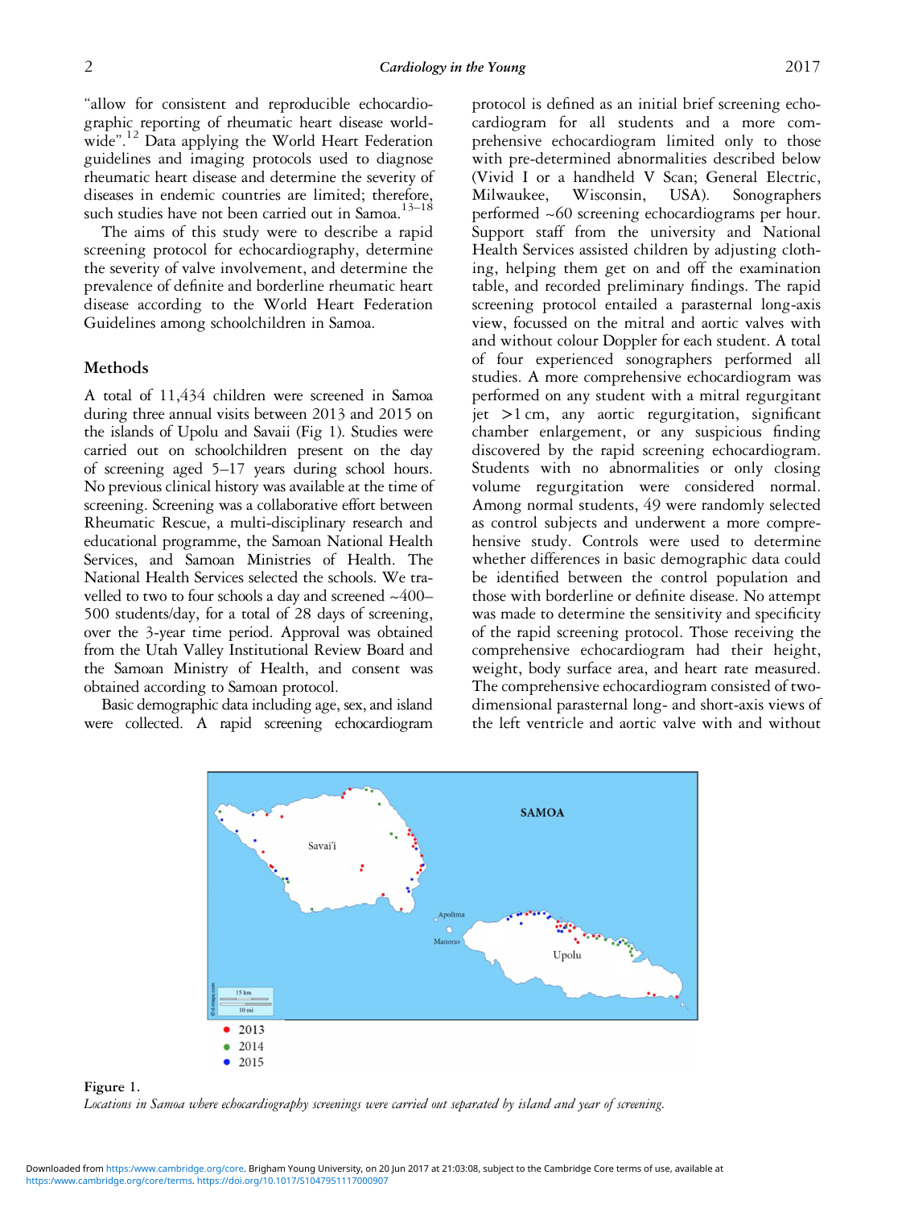"allow for consistent and reproducible echocardiographic reporting of rheumatic heart disease worldwide".[12] Data applying the World Heart Federation guidelines and imaging protocols used to diagnose rheumatic heart disease and determine the severity of diseases in endemic countries are limited; therefore, such studies have not been carried out in Samoa.[13–18]

The aims of this study were to describe a rapid screening protocol for echocardiography, determine the severity of valve involvement, and determine the prevalence of definite and borderline rheumatic heart disease according to the World Heart Federation Guidelines among schoolchildren in Samoa.

## Methods

A total of 11,434 children were screened in Samoa during three annual visits between 2013 and 2015 on the islands of Upolu and Savaii (Fig 1). Studies were carried out on schoolchildren present on the day of screening aged 5–17 years during school hours. No previous clinical history was available at the time of screening. Screening was a collaborative effort between Rheumatic Rescue, a multi-disciplinary research and educational programme, the Samoan National Health Services, and Samoan Ministries of Health. The National Health Services selected the schools. We travelled to two to four schools a day and screened ~400–500 students/day, for a total of 28 days of screening, over the 3-year time period. Approval was obtained from the Utah Valley Institutional Review Board and the Samoan Ministry of Health, and consent was obtained according to Samoan protocol.

Basic demographic data including age, sex, and island were collected. A rapid screening echocardiogram protocol is defined as an initial brief screening echocardiogram for all students and a more comprehensive echocardiogram limited only to those with pre-determined abnormalities described below (Vivid I or a handheld V Scan; General Electric, Milwaukee, Wisconsin, USA). Sonographers performed ~60 screening echocardiograms per hour. Support staff from the university and National Health Services assisted children by adjusting clothing, helping them get on and off the examination table, and recorded preliminary findings. The rapid screening protocol entailed a parasternal long-axis view, focussed on the mitral and aortic valves with and without colour Doppler for each student. A total of four experienced sonographers performed all studies. A more comprehensive echocardiogram was performed on any student with a mitral regurgitant jet >1 cm, any aortic regurgitation, significant chamber enlargement, or any suspicious finding discovered by the rapid screening echocardiogram. Students with no abnormalities or only closing volume regurgitation were considered normal. Among normal students, 49 were randomly selected as control subjects and underwent a more comprehensive study. Controls were used to determine whether differences in basic demographic data could be identified between the control population and those with borderline or definite disease. No attempt was made to determine the sensitivity and specificity of the rapid screening protocol. Those receiving the comprehensive echocardiogram had their height, weight, body surface area, and heart rate measured. The comprehensive echocardiogram consisted of two-dimensional parasternal long- and short-axis views of the left ventricle and aortic valve with and without

Figure 1.
*Locations in Samoa where echocardiography screenings were carried out separated by island and year of screening.*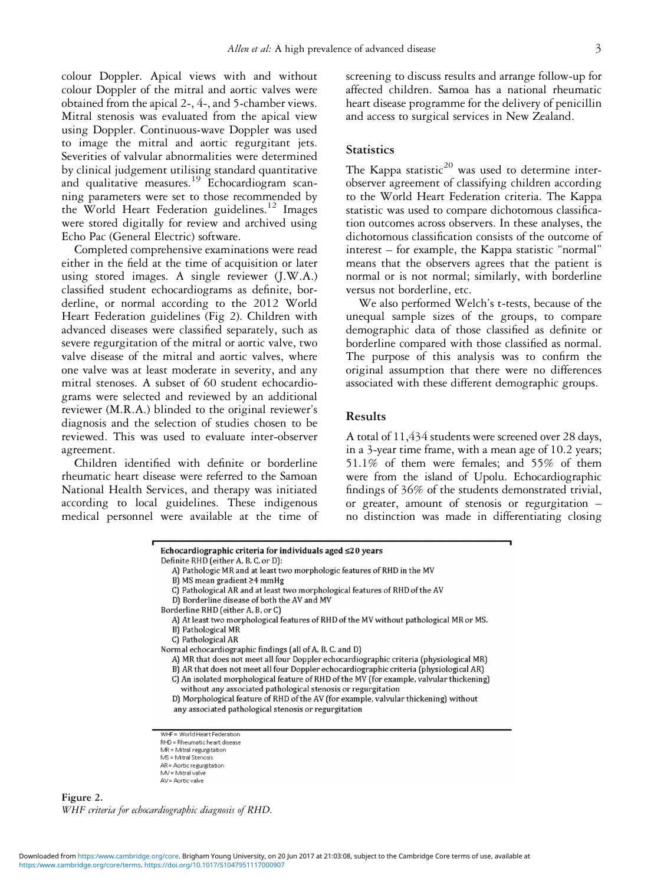colour Doppler. Apical views with and without colour Doppler of the mitral and aortic valves were obtained from the apical 2-, 4-, and 5-chamber views. Mitral stenosis was evaluated from the apical view using Doppler. Continuous-wave Doppler was used to image the mitral and aortic regurgitant jets. Severities of valvular abnormalities were determined by clinical judgement utilising standard quantitative and qualitative measures.[19] Echocardiogram scanning parameters were set to those recommended by the World Heart Federation guidelines.[12] Images were stored digitally for review and archived using Echo Pac (General Electric) software.

Completed comprehensive examinations were read either in the field at the time of acquisition or later using stored images. A single reviewer (J.W.A.) classified student echocardiograms as definite, borderline, or normal according to the 2012 World Heart Federation guidelines (Fig 2). Children with advanced diseases were classified separately, such as severe regurgitation of the mitral or aortic valve, two valve disease of the mitral and aortic valves, where one valve was at least moderate in severity, and any mitral stenoses. A subset of 60 student echocardiograms were selected and reviewed by an additional reviewer (M.R.A.) blinded to the original reviewer's diagnosis and the selection of studies chosen to be reviewed. This was used to evaluate inter-observer agreement.

Children identified with definite or borderline rheumatic heart disease were referred to the Samoan National Health Services, and therapy was initiated according to local guidelines. These indigenous medical personnel were available at the time of screening to discuss results and arrange follow-up for affected children. Samoa has a national rheumatic heart disease programme for the delivery of penicillin and access to surgical services in New Zealand.

### Statistics

The Kappa statistic[20] was used to determine inter-observer agreement of classifying children according to the World Heart Federation criteria. The Kappa statistic was used to compare dichotomous classification outcomes across observers. In these analyses, the dichotomous classification consists of the outcome of interest – for example, the Kappa statistic "normal" means that the observers agrees that the patient is normal or is not normal; similarly, with borderline versus not borderline, etc.

We also performed Welch's t-tests, because of the unequal sample sizes of the groups, to compare demographic data of those classified as definite or borderline compared with those classified as normal. The purpose of this analysis was to confirm the original assumption that there were no differences associated with these different demographic groups.

### Results

A total of 11,434 students were screened over 28 days, in a 3-year time frame, with a mean age of 10.2 years; 51.1% of them were females; and 55% of them were from the island of Upolu. Echocardiographic findings of 36% of the students demonstrated trivial, or greater, amount of stenosis or regurgitation – no distinction was made in differentiating closing

**Echocardiographic criteria for individuals aged ≤20 years**

Definite RHD (either A, B, C, or D):
- A) Pathologic MR and at least two morphologic features of RHD in the MV
- B) MS mean gradient ≥4 mmHg
- C) Pathological AR and at least two morphological features of RHD of the AV
- D) Borderline disease of both the AV and MV

Borderline RHD (either A, B, or C)
- A) At least two morphological features of RHD of the MV without pathological MR or MS.
- B) Pathological MR
- C) Pathological AR

Normal echocardiographic findings (all of A, B, C, and D)
- A) MR that does not meet all four Doppler echocardiographic criteria (physiological MR)
- B) AR that does not meet all four Doppler echocardiographic criteria (physiological AR)
- C) An isolated morphological feature of RHD of the MV (for example, valvular thickening) without any associated pathological stenosis or regurgitation
- D) Morphological feature of RHD of the AV (for example, valvular thickening) without any associated pathological stenosis or regurgitation

WHF = World Heart Federation
RHD = Rheumatic heart disease
MR = Mitral regurgitation
MS = Mitral Stenosis
AR = Aortic regurgitation
MV = Mitral valve
AV = Aortic valve

**Figure 2.**
*WHF criteria for echocardiographic diagnosis of RHD.*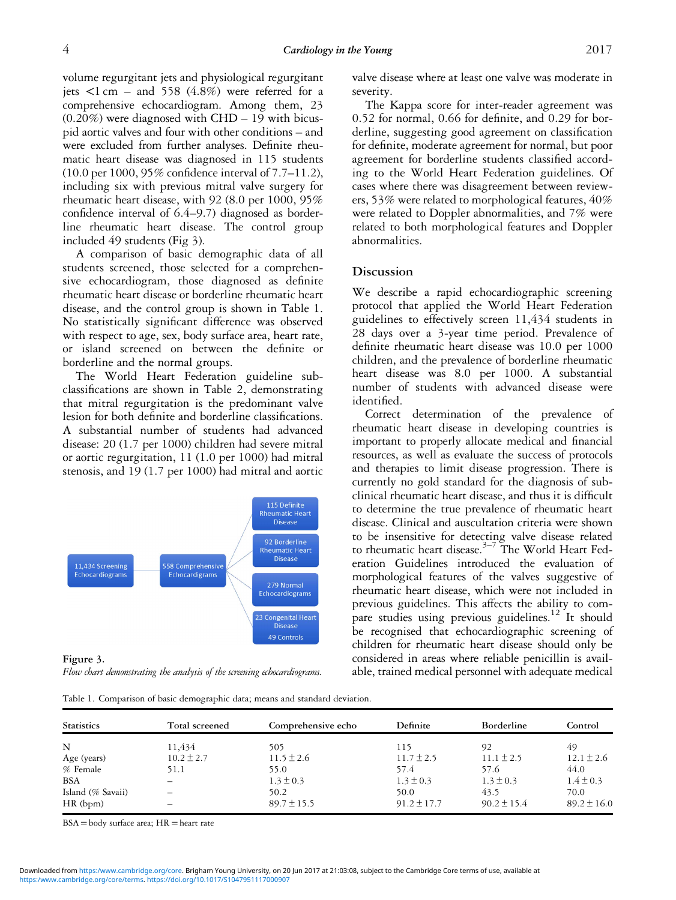volume regurgitant jets and physiological regurgitant jets <1 cm – and 558 (4.8%) were referred for a comprehensive echocardiogram. Among them, 23 (0.20%) were diagnosed with CHD – 19 with bicuspid aortic valves and four with other conditions – and were excluded from further analyses. Definite rheumatic heart disease was diagnosed in 115 students (10.0 per 1000, 95% confidence interval of 7.7–11.2), including six with previous mitral valve surgery for rheumatic heart disease, with 92 (8.0 per 1000, 95% confidence interval of 6.4–9.7) diagnosed as borderline rheumatic heart disease. The control group included 49 students (Fig 3).

A comparison of basic demographic data of all students screened, those selected for a comprehensive echocardiogram, those diagnosed as definite rheumatic heart disease or borderline rheumatic heart disease, and the control group is shown in Table 1. No statistically significant difference was observed with respect to age, sex, body surface area, heart rate, or island screened on between the definite or borderline and the normal groups.

The World Heart Federation guideline subclassifications are shown in Table 2, demonstrating that mitral regurgitation is the predominant valve lesion for both definite and borderline classifications. A substantial number of students had advanced disease: 20 (1.7 per 1000) children had severe mitral or aortic regurgitation, 11 (1.0 per 1000) had mitral stenosis, and 19 (1.7 per 1000) had mitral and aortic valve disease where at least one valve was moderate in severity.

11,434 Screening Echocardiograms → 558 Comprehensive Echocardigrams → 115 Definite Rheumatic Heart Disease; 92 Borderline Rheumatic Heart Disease; 279 Normal Echocardiograms; 23 Congenital Heart Disease; 49 Controls

**Figure 3.**
*Flow chart demonstrating the analysis of the screening echocardiograms.*

The Kappa score for inter-reader agreement was 0.52 for normal, 0.66 for definite, and 0.29 for borderline, suggesting good agreement on classification for definite, moderate agreement for normal, but poor agreement for borderline students classified according to the World Heart Federation guidelines. Of cases where there was disagreement between reviewers, 53% were related to morphological features, 40% were related to Doppler abnormalities, and 7% were related to both morphological features and Doppler abnormalities.

## Discussion

We describe a rapid echocardiographic screening protocol that applied the World Heart Federation guidelines to effectively screen 11,434 students in 28 days over a 3-year time period. Prevalence of definite rheumatic heart disease was 10.0 per 1000 children, and the prevalence of borderline rheumatic heart disease was 8.0 per 1000. A substantial number of students with advanced disease were identified.

Correct determination of the prevalence of rheumatic heart disease in developing countries is important to properly allocate medical and financial resources, as well as evaluate the success of protocols and therapies to limit disease progression. There is currently no gold standard for the diagnosis of subclinical rheumatic heart disease, and thus it is difficult to determine the true prevalence of rheumatic heart disease. Clinical and auscultation criteria were shown to be insensitive for detecting valve disease related to rheumatic heart disease.[3–7] The World Heart Federation Guidelines introduced the evaluation of morphological features of the valves suggestive of rheumatic heart disease, which were not included in previous guidelines. This affects the ability to compare studies using previous guidelines.[12] It should be recognised that echocardiographic screening of children for rheumatic heart disease should only be considered in areas where reliable penicillin is available, trained medical personnel with adequate medical

Table 1. Comparison of basic demographic data; means and standard deviation.

| Statistics | Total screened | Comprehensive echo | Definite | Borderline | Control |
|---|---|---|---|---|---|
| N | 11,434 | 505 | 115 | 92 | 49 |
| Age (years) | 10.2 ± 2.7 | 11.5 ± 2.6 | 11.7 ± 2.5 | 11.1 ± 2.5 | 12.1 ± 2.6 |
| % Female | 51.1 | 55.0 | 57.4 | 57.6 | 44.0 |
| BSA | – | 1.3 ± 0.3 | 1.3 ± 0.3 | 1.3 ± 0.3 | 1.4 ± 0.3 |
| Island (% Savaii) | – | 50.2 | 50.0 | 43.5 | 70.0 |
| HR (bpm) | – | 89.7 ± 15.5 | 91.2 ± 17.7 | 90.2 ± 15.4 | 89.2 ± 16.0 |

BSA = body surface area; HR = heart rate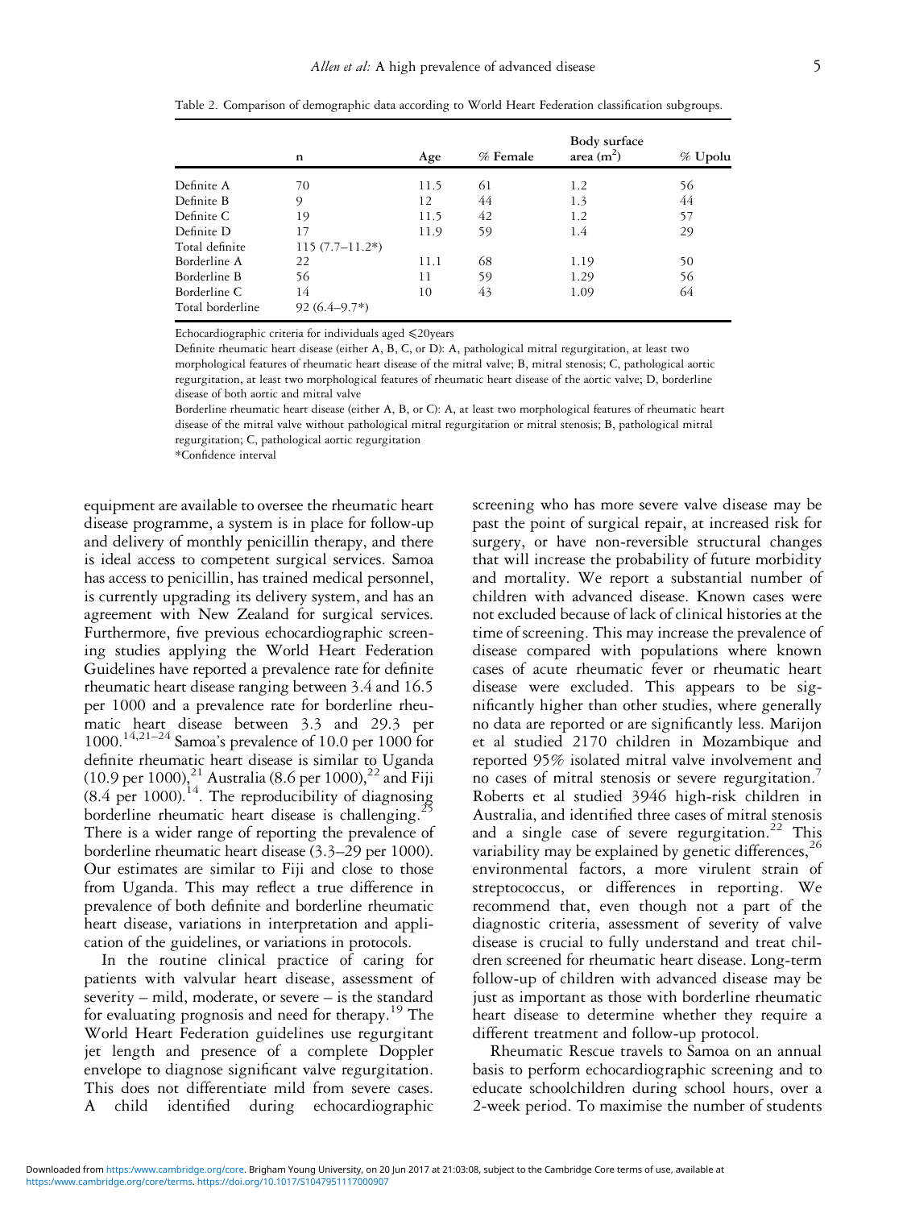Table 2. Comparison of demographic data according to World Heart Federation classification subgroups.

| | n | Age | % Female | Body surface area ($m^2$) | % Upolu |
|---|---|---|---|---|---|
| Definite A | 70 | 11.5 | 61 | 1.2 | 56 |
| Definite B | 9 | 12 | 44 | 1.3 | 44 |
| Definite C | 19 | 11.5 | 42 | 1.2 | 57 |
| Definite D | 17 | 11.9 | 59 | 1.4 | 29 |
| Total definite | 115 (7.7–11.2*) | | | | |
| Borderline A | 22 | 11.1 | 68 | 1.19 | 50 |
| Borderline B | 56 | 11 | 59 | 1.29 | 56 |
| Borderline C | 14 | 10 | 43 | 1.09 | 64 |
| Total borderline | 92 (6.4–9.7*) | | | | |

Echocardiographic criteria for individuals aged ⩽20years

Definite rheumatic heart disease (either A, B, C, or D): A, pathological mitral regurgitation, at least two morphological features of rheumatic heart disease of the mitral valve; B, mitral stenosis; C, pathological aortic regurgitation, at least two morphological features of rheumatic heart disease of the aortic valve; D, borderline disease of both aortic and mitral valve

Borderline rheumatic heart disease (either A, B, or C): A, at least two morphological features of rheumatic heart disease of the mitral valve without pathological mitral regurgitation or mitral stenosis; B, pathological mitral regurgitation; C, pathological aortic regurgitation

*Confidence interval

equipment are available to oversee the rheumatic heart disease programme, a system is in place for follow-up and delivery of monthly penicillin therapy, and there is ideal access to competent surgical services. Samoa has access to penicillin, has trained medical personnel, is currently upgrading its delivery system, and has an agreement with New Zealand for surgical services. Furthermore, five previous echocardiographic screening studies applying the World Heart Federation Guidelines have reported a prevalence rate for definite rheumatic heart disease ranging between 3.4 and 16.5 per 1000 and a prevalence rate for borderline rheumatic heart disease between 3.3 and 29.3 per 1000.[14,21–24] Samoa's prevalence of 10.0 per 1000 for definite rheumatic heart disease is similar to Uganda (10.9 per 1000),[21] Australia (8.6 per 1000),[22] and Fiji (8.4 per 1000).[14]. The reproducibility of diagnosing borderline rheumatic heart disease is challenging.[25] There is a wider range of reporting the prevalence of borderline rheumatic heart disease (3.3–29 per 1000). Our estimates are similar to Fiji and close to those from Uganda. This may reflect a true difference in prevalence of both definite and borderline rheumatic heart disease, variations in interpretation and application of the guidelines, or variations in protocols.

In the routine clinical practice of caring for patients with valvular heart disease, assessment of severity – mild, moderate, or severe – is the standard for evaluating prognosis and need for therapy.[19] The World Heart Federation guidelines use regurgitant jet length and presence of a complete Doppler envelope to diagnose significant valve regurgitation. This does not differentiate mild from severe cases. A child identified during echocardiographic screening who has more severe valve disease may be past the point of surgical repair, at increased risk for surgery, or have non-reversible structural changes that will increase the probability of future morbidity and mortality. We report a substantial number of children with advanced disease. Known cases were not excluded because of lack of clinical histories at the time of screening. This may increase the prevalence of disease compared with populations where known cases of acute rheumatic fever or rheumatic heart disease were excluded. This appears to be significantly higher than other studies, where generally no data are reported or are significantly less. Marijon et al studied 2170 children in Mozambique and reported 95% isolated mitral valve involvement and no cases of mitral stenosis or severe regurgitation.[7] Roberts et al studied 3946 high-risk children in Australia, and identified three cases of mitral stenosis and a single case of severe regurgitation.[22] This variability may be explained by genetic differences,[26] environmental factors, a more virulent strain of streptococcus, or differences in reporting. We recommend that, even though not a part of the diagnostic criteria, assessment of severity of valve disease is crucial to fully understand and treat children screened for rheumatic heart disease. Long-term follow-up of children with advanced disease may be just as important as those with borderline rheumatic heart disease to determine whether they require a different treatment and follow-up protocol.

Rheumatic Rescue travels to Samoa on an annual basis to perform echocardiographic screening and to educate schoolchildren during school hours, over a 2-week period. To maximise the number of students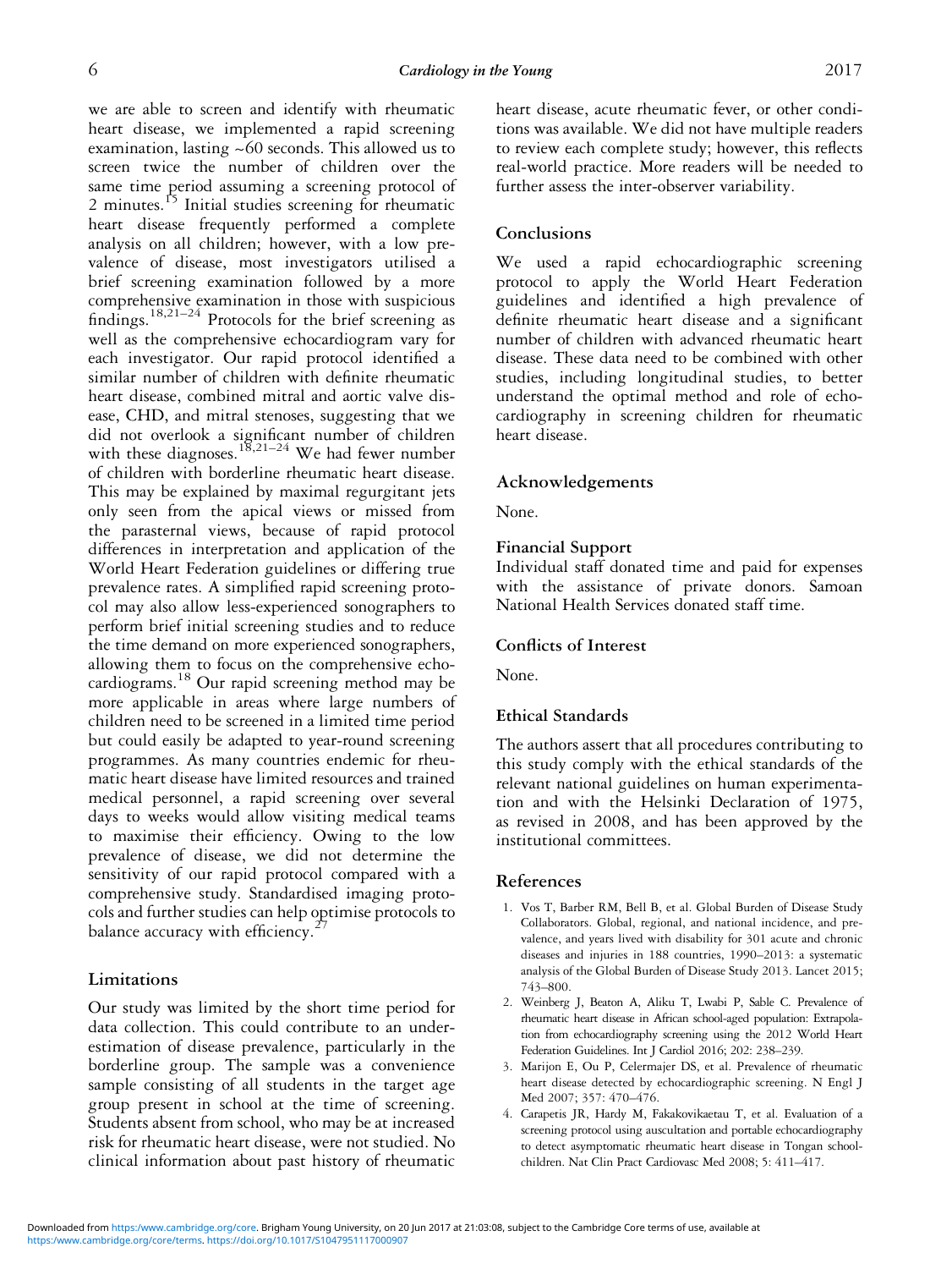we are able to screen and identify with rheumatic heart disease, we implemented a rapid screening examination, lasting ~60 seconds. This allowed us to screen twice the number of children over the same time period assuming a screening protocol of 2 minutes.[15] Initial studies screening for rheumatic heart disease frequently performed a complete analysis on all children; however, with a low prevalence of disease, most investigators utilised a brief screening examination followed by a more comprehensive examination in those with suspicious findings.[18,21–24] Protocols for the brief screening as well as the comprehensive echocardiogram vary for each investigator. Our rapid protocol identified a similar number of children with definite rheumatic heart disease, combined mitral and aortic valve disease, CHD, and mitral stenoses, suggesting that we did not overlook a significant number of children with these diagnoses.[18,21–24] We had fewer number of children with borderline rheumatic heart disease. This may be explained by maximal regurgitant jets only seen from the apical views or missed from the parasternal views, because of rapid protocol differences in interpretation and application of the World Heart Federation guidelines or differing true prevalence rates. A simplified rapid screening protocol may also allow less-experienced sonographers to perform brief initial screening studies and to reduce the time demand on more experienced sonographers, allowing them to focus on the comprehensive echocardiograms.[18] Our rapid screening method may be more applicable in areas where large numbers of children need to be screened in a limited time period but could easily be adapted to year-round screening programmes. As many countries endemic for rheumatic heart disease have limited resources and trained medical personnel, a rapid screening over several days to weeks would allow visiting medical teams to maximise their efficiency. Owing to the low prevalence of disease, we did not determine the sensitivity of our rapid protocol compared with a comprehensive study. Standardised imaging protocols and further studies can help optimise protocols to balance accuracy with efficiency.[27]

## Limitations

Our study was limited by the short time period for data collection. This could contribute to an underestimation of disease prevalence, particularly in the borderline group. The sample was a convenience sample consisting of all students in the target age group present in school at the time of screening. Students absent from school, who may be at increased risk for rheumatic heart disease, were not studied. No clinical information about past history of rheumatic heart disease, acute rheumatic fever, or other conditions was available. We did not have multiple readers to review each complete study; however, this reflects real-world practice. More readers will be needed to further assess the inter-observer variability.

## Conclusions

We used a rapid echocardiographic screening protocol to apply the World Heart Federation guidelines and identified a high prevalence of definite rheumatic heart disease and a significant number of children with advanced rheumatic heart disease. These data need to be combined with other studies, including longitudinal studies, to better understand the optimal method and role of echocardiography in screening children for rheumatic heart disease.

## Acknowledgements

None.

### Financial Support

Individual staff donated time and paid for expenses with the assistance of private donors. Samoan National Health Services donated staff time.

### Conflicts of Interest

None.

### Ethical Standards

The authors assert that all procedures contributing to this study comply with the ethical standards of the relevant national guidelines on human experimentation and with the Helsinki Declaration of 1975, as revised in 2008, and has been approved by the institutional committees.

## References

1. Vos T, Barber RM, Bell B, et al. Global Burden of Disease Study Collaborators. Global, regional, and national incidence, and prevalence, and years lived with disability for 301 acute and chronic diseases and injuries in 188 countries, 1990–2013: a systematic analysis of the Global Burden of Disease Study 2013. Lancet 2015; 743–800.
2. Weinberg J, Beaton A, Aliku T, Lwabi P, Sable C. Prevalence of rheumatic heart disease in African school-aged population: Extrapolation from echocardiography screening using the 2012 World Heart Federation Guidelines. Int J Cardiol 2016; 202: 238–239.
3. Marijon E, Ou P, Celermajer DS, et al. Prevalence of rheumatic heart disease detected by echocardiographic screening. N Engl J Med 2007; 357: 470–476.
4. Carapetis JR, Hardy M, Fakakovikaetau T, et al. Evaluation of a screening protocol using auscultation and portable echocardiography to detect asymptomatic rheumatic heart disease in Tongan schoolchildren. Nat Clin Pract Cardiovasc Med 2008; 5: 411–417.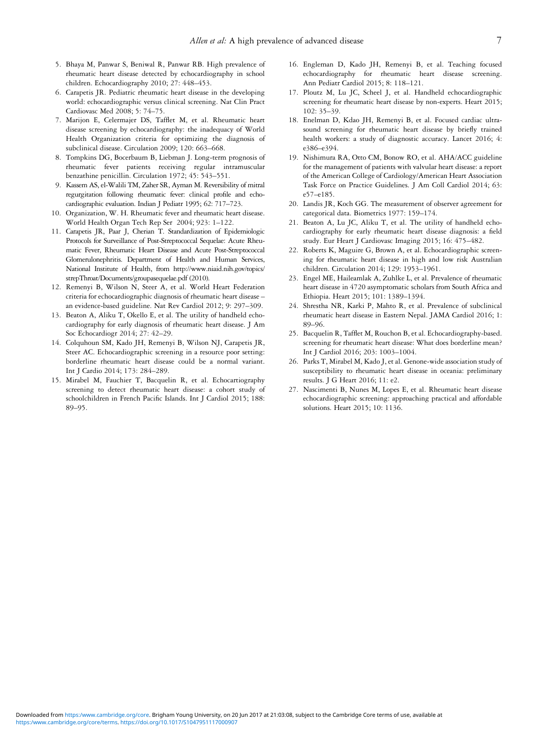5. Bhaya M, Panwar S, Beniwal R, Panwar RB. High prevalence of rheumatic heart disease detected by echocardiography in school children. Echocardiography 2010; 27: 448–453.
6. Carapetis JR. Pediatric rheumatic heart disease in the developing world: echocardiographic versus clinical screening. Nat Clin Pract Cardiovasc Med 2008; 5: 74–75.
7. Marijon E, Celermajer DS, Tafflet M, et al. Rheumatic heart disease screening by echocardiography: the inadequacy of World Health Organization criteria for optimizing the diagnosis of subclinical disease. Circulation 2009; 120: 663–668.
8. Tompkins DG, Bocerbaum B, Liebman J. Long-term prognosis of rheumatic fever patients receiving regular intramuscular benzathine penicillin. Circulation 1972; 45: 543–551.
9. Kassem AS, el-Walili TM, Zaher SR, Ayman M. Reversibility of mitral regurgitation following rheumatic fever: clinical profile and echocardiographic evaluation. Indian J Pediatr 1995; 62: 717–723.
10. Organization, W. H. Rheumatic fever and rheumatic heart disease. World Health Organ Tech Rep Ser 2004; 923: 1–122.
11. Carapetis JR, Paar J, Cherian T. Standardization of Epidemiologic Protocols for Surveillance of Post-Streptococcal Sequelae: Acute Rheumatic Fever, Rheumatic Heart Disease and Acute Post-Streptococcal Glomerulonephritis. Department of Health and Human Services, National Institute of Health, from http://www.niaid.nih.gov/topics/strepThroat/Documents/groupasequelae.pdf (2010).
12. Remenyi B, Wilson N, Steer A, et al. World Heart Federation criteria for echocardiographic diagnosis of rheumatic heart disease – an evidence-based guideline. Nat Rev Cardiol 2012; 9: 297–309.
13. Beaton A, Aliku T, Okello E, et al. The utility of handheld echocardiography for early diagnosis of rheumatic heart disease. J Am Soc Echocardiogr 2014; 27: 42–29.
14. Colquhoun SM, Kado JH, Remenyi B, Wilson NJ, Carapetis JR, Steer AC. Echocardiographic screening in a resource poor setting: borderline rheumatic heart disease could be a normal variant. Int J Cardio 2014; 173: 284–289.
15. Mirabel M, Fauchier T, Bacquelin R, et al. Echocartiography screening to detect rheumatic heart disease: a cohort study of schoolchildren in French Pacific Islands. Int J Cardiol 2015; 188: 89–95.
16. Engleman D, Kado JH, Remenyi B, et al. Teaching focused echocardiography for rheumatic heart disease screening. Ann Pediatr Cardiol 2015; 8: 118–121.
17. Ploutz M, Lu JC, Scheel J, et al. Handheld echocardiographic screening for rheumatic heart disease by non-experts. Heart 2015; 102: 35–39.
18. Enelman D, Kdao JH, Remenyi B, et al. Focused cardiac ultrasound screening for rheumatic heart disease by briefly trained health workers: a study of diagnostic accuracy. Lancet 2016; 4: e386–e394.
19. Nishimura RA, Otto CM, Bonow RO, et al. AHA/ACC guideline for the management of patients with valvular heart disease: a report of the American College of Cardiology/American Heart Association Task Force on Practice Guidelines. J Am Coll Cardiol 2014; 63: e57–e185.
20. Landis JR, Koch GG. The measurement of observer agreement for categorical data. Biometrics 1977: 159–174.
21. Beaton A, Lu JC, Aliku T, et al. The utility of handheld echocardiography for early rheumatic heart disease diagnosis: a field study. Eur Heart J Cardiovasc Imaging 2015; 16: 475–482.
22. Roberts K, Maguire G, Brown A, et al. Echocardiographic screening for rheumatic heart disease in high and low risk Australian children. Circulation 2014; 129: 1953–1961.
23. Engel ME, Haileamlak A, Zuhlke L, et al. Prevalence of rheumatic heart disease in 4720 asymptomatic scholars from South Africa and Ethiopia. Heart 2015; 101: 1389–1394.
24. Shrestha NR, Karki P, Mahto R, et al. Prevalence of subclinical rheumatic heart disease in Eastern Nepal. JAMA Cardiol 2016; 1: 89–96.
25. Bacquelin R, Tafflet M, Rouchon B, et al. Echocardiography-based. screening for rheumatic heart disease: What does borderline mean? Int J Cardiol 2016; 203: 1003–1004.
26. Parks T, Mirabel M, Kado J, et al. Genone-wide association study of susceptibility to rheumatic heart disease in oceania: preliminary results. J G Heart 2016; 11: e2.
27. Nascimenti B, Nunes M, Lopes E, et al. Rheumatic heart disease echocardiographic screening: approaching practical and affordable solutions. Heart 2015; 10: 1136.